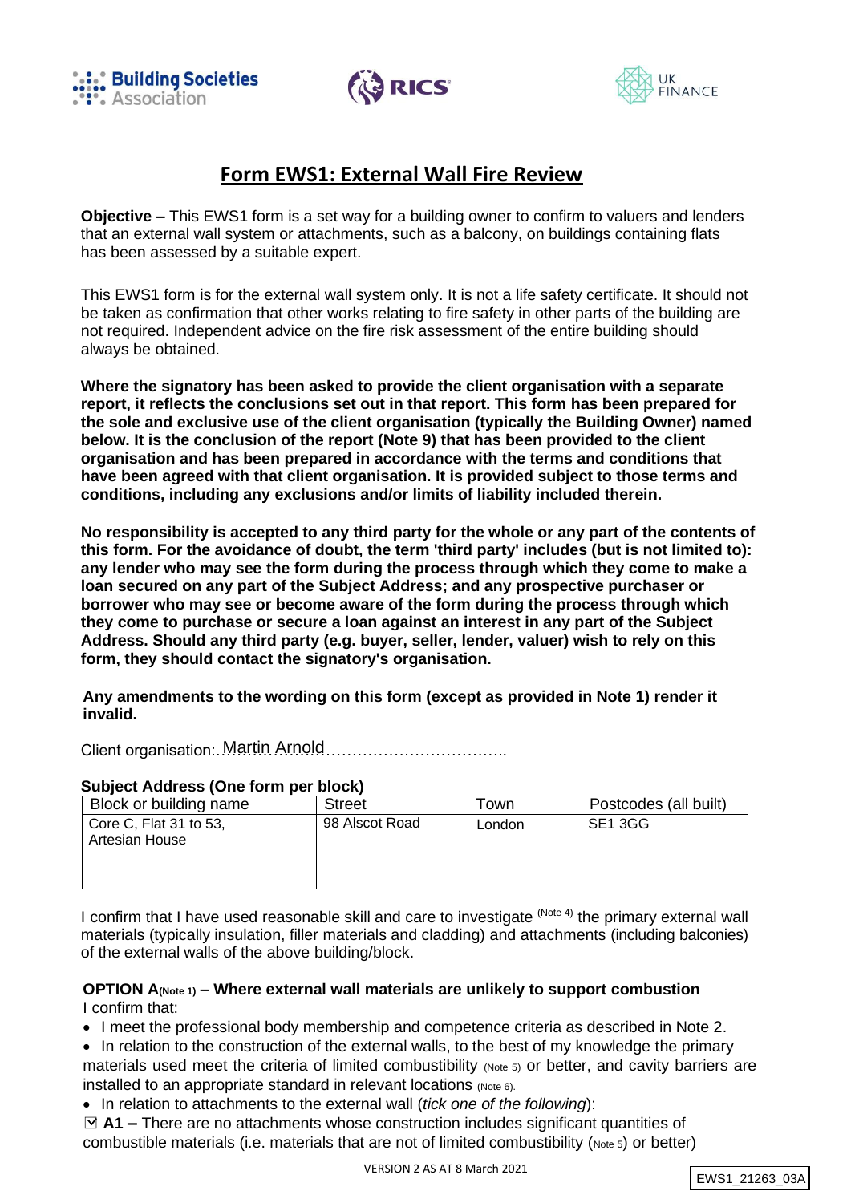Building Societies Association | RICS | UK FINANCE

# Form EWS1: External Wall Fire Review

**Objective –** This EWS1 form is a set way for a building owner to confirm to valuers and lenders that an external wall system or attachments, such as a balcony, on buildings containing flats has been assessed by a suitable expert.

This EWS1 form is for the external wall system only. It is not a life safety certificate. It should not be taken as confirmation that other works relating to fire safety in other parts of the building are not required. Independent advice on the fire risk assessment of the entire building should always be obtained.

**Where the signatory has been asked to provide the client organisation with a separate report, it reflects the conclusions set out in that report. This form has been prepared for the sole and exclusive use of the client organisation (typically the Building Owner) named below. It is the conclusion of the report (Note 9) that has been provided to the client organisation and has been prepared in accordance with the terms and conditions that have been agreed with that client organisation. It is provided subject to those terms and conditions, including any exclusions and/or limits of liability included therein.**

**No responsibility is accepted to any third party for the whole or any part of the contents of this form. For the avoidance of doubt, the term 'third party' includes (but is not limited to): any lender who may see the form during the process through which they come to make a loan secured on any part of the Subject Address; and any prospective purchaser or borrower who may see or become aware of the form during the process through which they come to purchase or secure a loan against an interest in any part of the Subject Address. Should any third party (e.g. buyer, seller, lender, valuer) wish to rely on this form, they should contact the signatory's organisation.**

**Any amendments to the wording on this form (except as provided in Note 1) render it invalid.**

Client organisation: Martin Arnold

**Subject Address (One form per block)**

| Block or building name | Street | Town | Postcodes (all built) |
|---|---|---|---|
| Core C, Flat 31 to 53, Artesian House | 98 Alscot Road | London | SE1 3GG |

I confirm that I have used reasonable skill and care to investigate (Note 4) the primary external wall materials (typically insulation, filler materials and cladding) and attachments (including balconies) of the external walls of the above building/block.

**OPTION A (Note 1) – Where external wall materials are unlikely to support combustion**

I confirm that:

- I meet the professional body membership and competence criteria as described in Note 2.
- In relation to the construction of the external walls, to the best of my knowledge the primary materials used meet the criteria of limited combustibility (Note 5) or better, and cavity barriers are installed to an appropriate standard in relevant locations (Note 6).
- In relation to attachments to the external wall (*tick one of the following*):

☑ **A1 –** There are no attachments whose construction includes significant quantities of combustible materials (i.e. materials that are not of limited combustibility (Note 5) or better)

VERSION 2 AS AT 8 March 2021

EWS1_21263_03A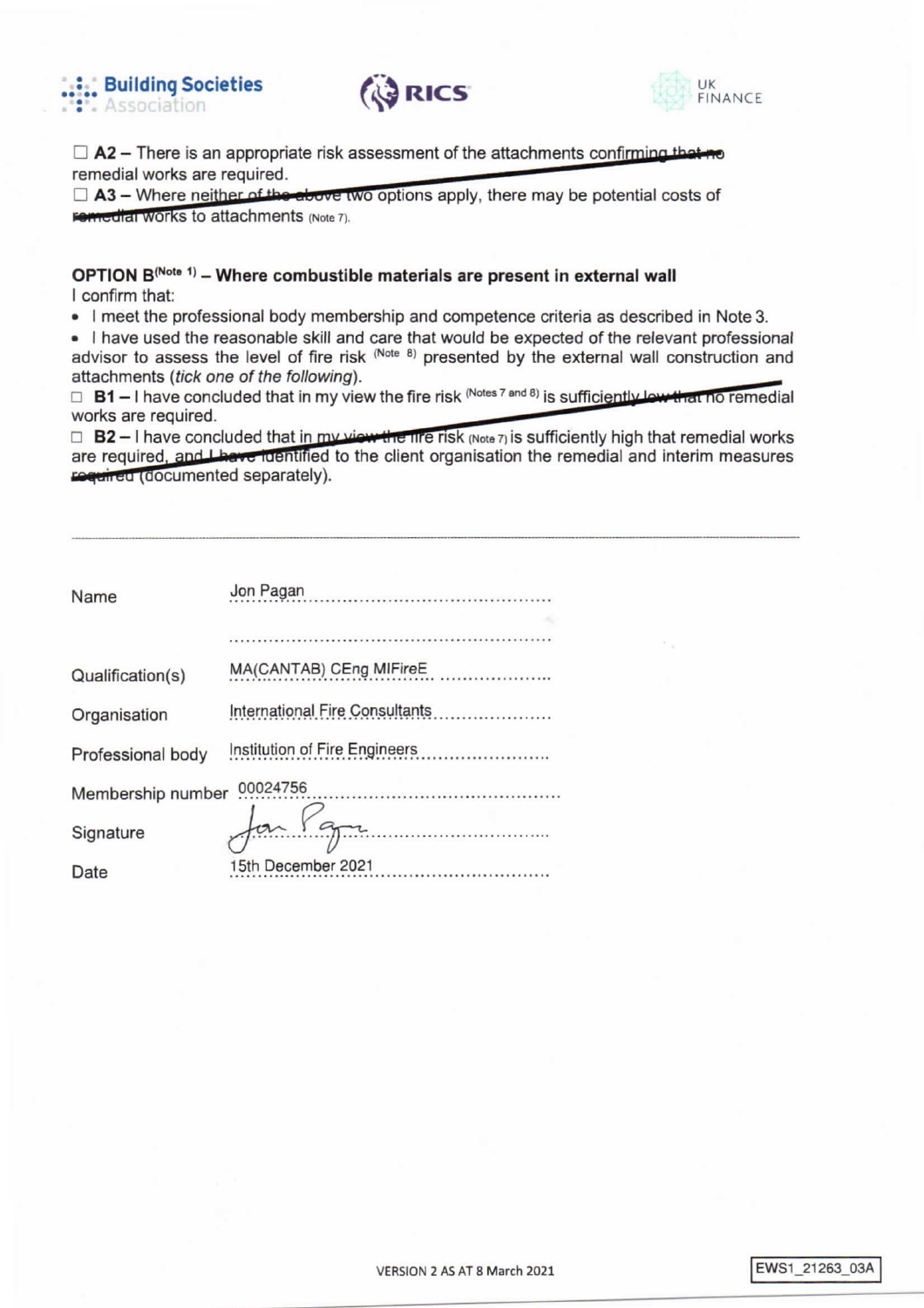☐ **A2** – There is an appropriate risk assessment of the attachments confirming that no remedial works are required.
☐ **A3** – Where neither of the above two options apply, there may be potential costs of remedial works to attachments (Note 7).

**OPTION B**(Note 1) **– Where combustible materials are present in external wall**

I confirm that:

- I meet the professional body membership and competence criteria as described in Note 3.
- I have used the reasonable skill and care that would be expected of the relevant professional advisor to assess the level of fire risk (Note 8) presented by the external wall construction and attachments (*tick one of the following*).

☐ **B1** – I have concluded that in my view the fire risk (Notes 7 and 8) is sufficiently low that no remedial works are required.
☐ **B2** – I have concluded that in my view the fire risk (Note 7) is sufficiently high that remedial works are required, and I have identified to the client organisation the remedial and interim measures required (documented separately).

---

Name: Jon Pagan

Qualification(s): MA(CANTAB) CEng MIFireE

Organisation: International Fire Consultants

Professional body: Institution of Fire Engineers

Membership number: 00024756

Signature: Jon Pagan

Date: 15th December 2021

VERSION 2 AS AT 8 March 2021

EWS1_21263_03A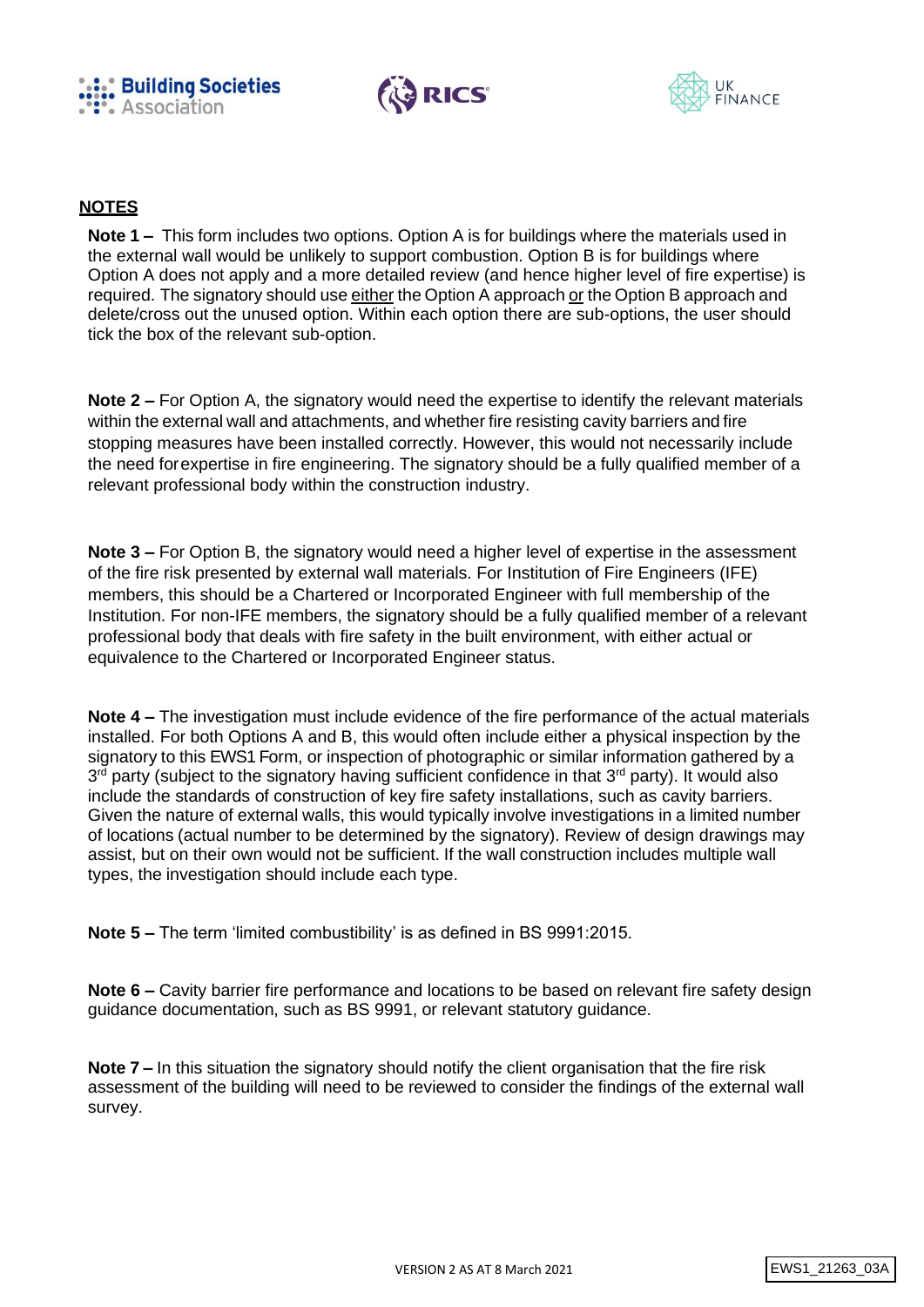## NOTES

**Note 1 –** This form includes two options. Option A is for buildings where the materials used in the external wall would be unlikely to support combustion. Option B is for buildings where Option A does not apply and a more detailed review (and hence higher level of fire expertise) is required. The signatory should use either the Option A approach or the Option B approach and delete/cross out the unused option. Within each option there are sub-options, the user should tick the box of the relevant sub-option.

**Note 2 –** For Option A, the signatory would need the expertise to identify the relevant materials within the external wall and attachments, and whether fire resisting cavity barriers and fire stopping measures have been installed correctly. However, this would not necessarily include the need for expertise in fire engineering. The signatory should be a fully qualified member of a relevant professional body within the construction industry.

**Note 3 –** For Option B, the signatory would need a higher level of expertise in the assessment of the fire risk presented by external wall materials. For Institution of Fire Engineers (IFE) members, this should be a Chartered or Incorporated Engineer with full membership of the Institution. For non-IFE members, the signatory should be a fully qualified member of a relevant professional body that deals with fire safety in the built environment, with either actual or equivalence to the Chartered or Incorporated Engineer status.

**Note 4 –** The investigation must include evidence of the fire performance of the actual materials installed. For both Options A and B, this would often include either a physical inspection by the signatory to this EWS1 Form, or inspection of photographic or similar information gathered by a 3rd party (subject to the signatory having sufficient confidence in that 3rd party). It would also include the standards of construction of key fire safety installations, such as cavity barriers. Given the nature of external walls, this would typically involve investigations in a limited number of locations (actual number to be determined by the signatory). Review of design drawings may assist, but on their own would not be sufficient. If the wall construction includes multiple wall types, the investigation should include each type.

**Note 5 –** The term 'limited combustibility' is as defined in BS 9991:2015.

**Note 6 –** Cavity barrier fire performance and locations to be based on relevant fire safety design guidance documentation, such as BS 9991, or relevant statutory guidance.

**Note 7 –** In this situation the signatory should notify the client organisation that the fire risk assessment of the building will need to be reviewed to consider the findings of the external wall survey.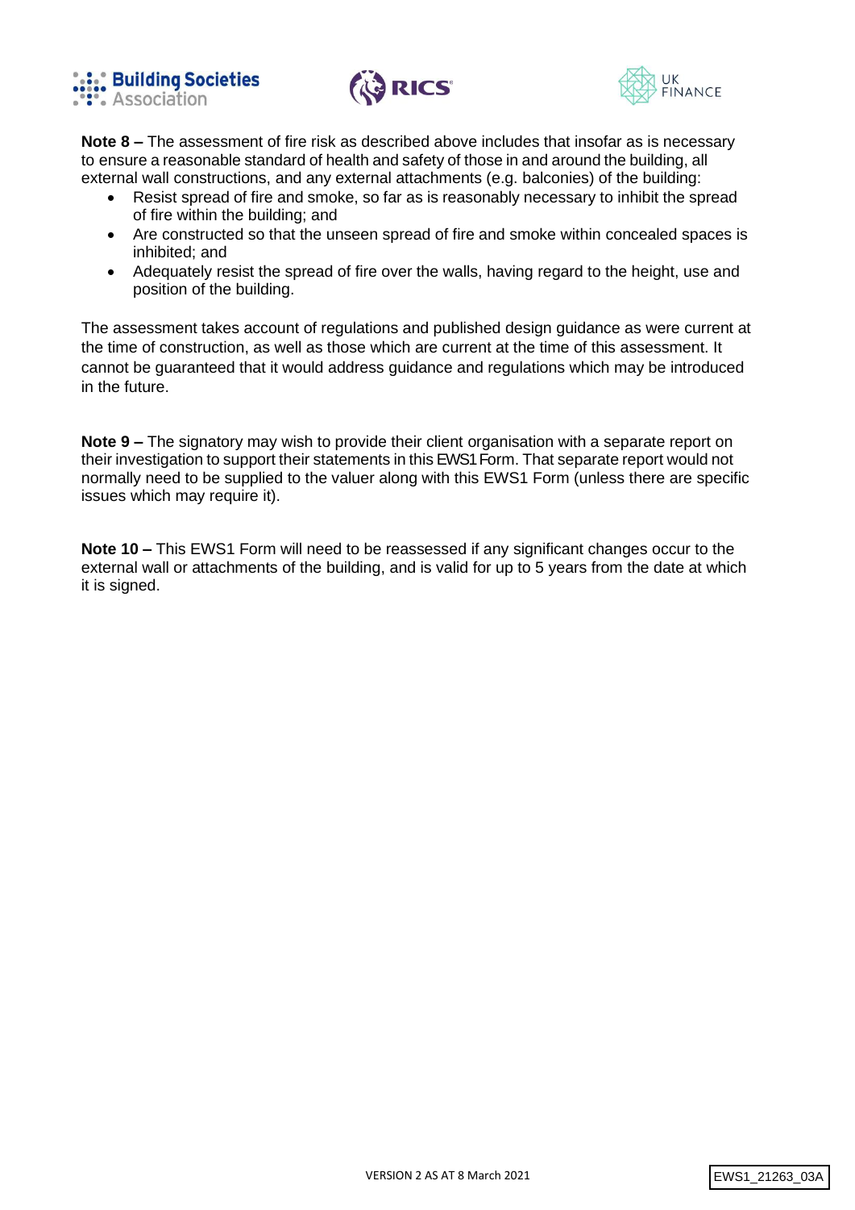**Note 8 –** The assessment of fire risk as described above includes that insofar as is necessary to ensure a reasonable standard of health and safety of those in and around the building, all external wall constructions, and any external attachments (e.g. balconies) of the building:

- Resist spread of fire and smoke, so far as is reasonably necessary to inhibit the spread of fire within the building; and
- Are constructed so that the unseen spread of fire and smoke within concealed spaces is inhibited; and
- Adequately resist the spread of fire over the walls, having regard to the height, use and position of the building.

The assessment takes account of regulations and published design guidance as were current at the time of construction, as well as those which are current at the time of this assessment. It cannot be guaranteed that it would address guidance and regulations which may be introduced in the future.

**Note 9 –** The signatory may wish to provide their client organisation with a separate report on their investigation to support their statements in this EWS1 Form. That separate report would not normally need to be supplied to the valuer along with this EWS1 Form (unless there are specific issues which may require it).

**Note 10 –** This EWS1 Form will need to be reassessed if any significant changes occur to the external wall or attachments of the building, and is valid for up to 5 years from the date at which it is signed.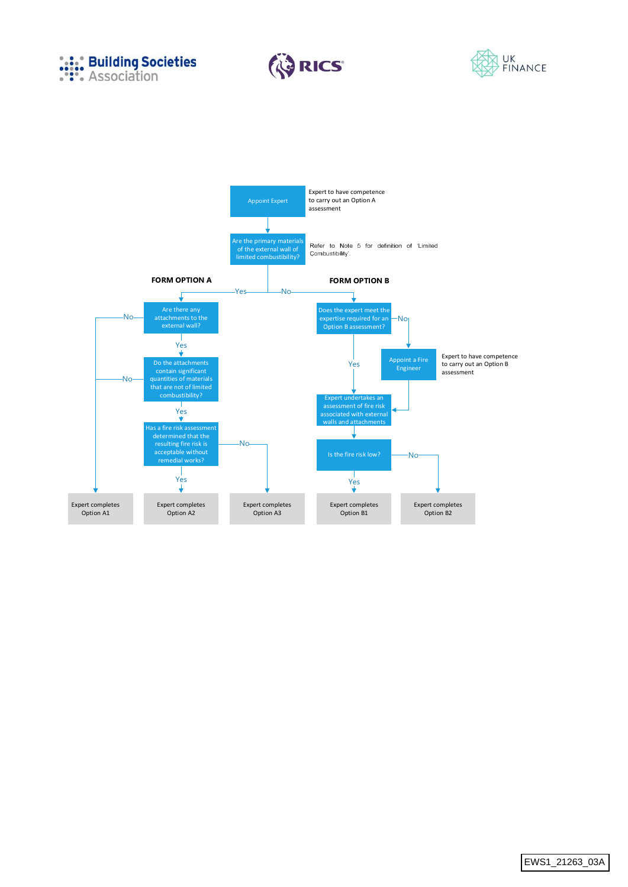Building Societies Association

RICS

UK FINANCE

Appoint Expert

Expert to have competence to carry out an Option A assessment

Are the primary materials of the external wall of limited combustibility?

Refer to Note 5 for definition of 'Limited Combustibility'.

**FORM OPTION A**

**FORM OPTION B**

Yes

No

Are there any attachments to the external wall?

No

Yes

Do the attachments contain significant quantities of materials that are not of limited combustibility?

No

Yes

Has a fire risk assessment determined that the resulting fire risk is acceptable without remedial works?

No

Yes

Does the expert meet the expertise required for an Option B assessment?

No

Appoint a Fire Engineer

Expert to have competence to carry out an Option B assessment

Yes

Expert undertakes an assessment of fire risk associated with external walls and attachments

Is the fire risk low?

No

Yes

Expert completes Option A1

Expert completes Option A2

Expert completes Option A3

Expert completes Option B1

Expert completes Option B2

EWS1_21263_03A